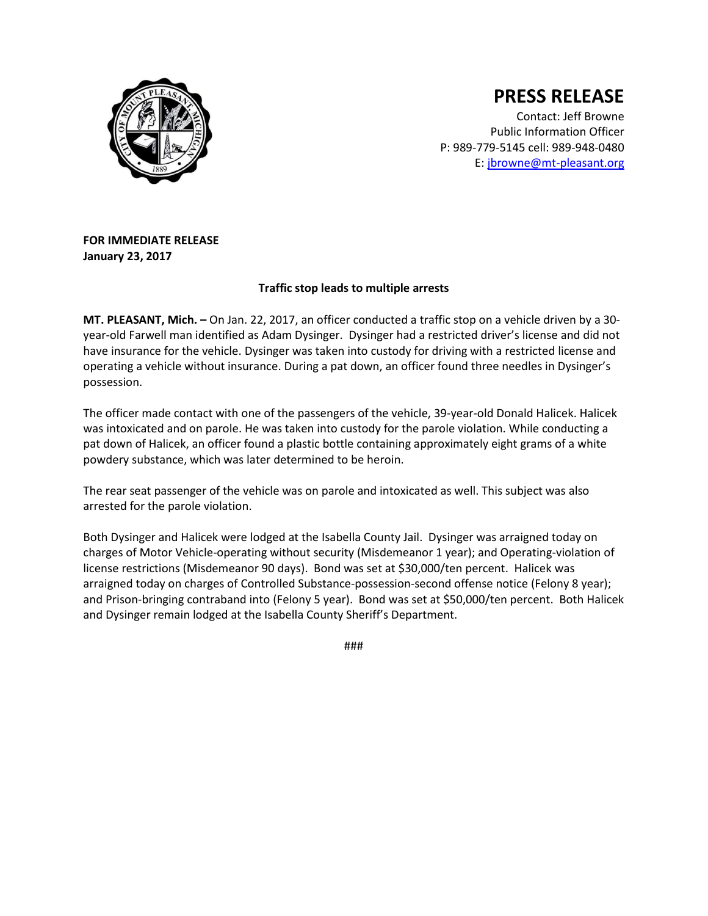# PRESS RELEASE

Contact: Jeff Browne
Public Information Officer
P: 989-779-5145 cell: 989-948-0480
E: [jbrowne@mt-pleasant.org](mailto:jbrowne@mt-pleasant.org)

**FOR IMMEDIATE RELEASE**
**January 23, 2017**

**Traffic stop leads to multiple arrests**

**MT. PLEASANT, Mich. –** On Jan. 22, 2017, an officer conducted a traffic stop on a vehicle driven by a 30-year-old Farwell man identified as Adam Dysinger. Dysinger had a restricted driver's license and did not have insurance for the vehicle. Dysinger was taken into custody for driving with a restricted license and operating a vehicle without insurance. During a pat down, an officer found three needles in Dysinger's possession.

The officer made contact with one of the passengers of the vehicle, 39-year-old Donald Halicek. Halicek was intoxicated and on parole. He was taken into custody for the parole violation. While conducting a pat down of Halicek, an officer found a plastic bottle containing approximately eight grams of a white powdery substance, which was later determined to be heroin.

The rear seat passenger of the vehicle was on parole and intoxicated as well. This subject was also arrested for the parole violation.

Both Dysinger and Halicek were lodged at the Isabella County Jail. Dysinger was arraigned today on charges of Motor Vehicle-operating without security (Misdemeanor 1 year); and Operating-violation of license restrictions (Misdemeanor 90 days). Bond was set at $30,000/ten percent. Halicek was arraigned today on charges of Controlled Substance-possession-second offense notice (Felony 8 year); and Prison-bringing contraband into (Felony 5 year). Bond was set at $50,000/ten percent. Both Halicek and Dysinger remain lodged at the Isabella County Sheriff's Department.

###